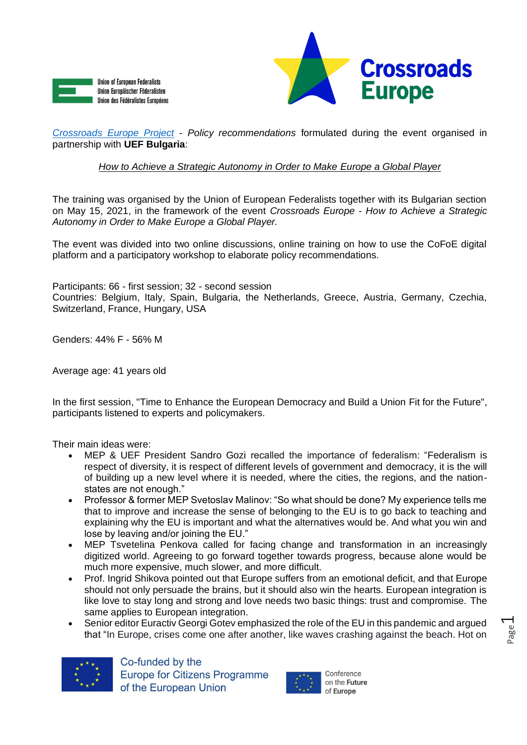*Crossroads Europe Project* - *Policy recommendations* formulated during the event organised in partnership with **UEF Bulgaria**:

*How to Achieve a Strategic Autonomy in Order to Make Europe a Global Player*

The training was organised by the Union of European Federalists together with its Bulgarian section on May 15, 2021, in the framework of the event *Crossroads Europe - How to Achieve a Strategic Autonomy in Order to Make Europe a Global Player.*

The event was divided into two online discussions, online training on how to use the CoFoE digital platform and a participatory workshop to elaborate policy recommendations.

Participants: 66 - first session; 32 - second session
Countries: Belgium, Italy, Spain, Bulgaria, the Netherlands, Greece, Austria, Germany, Czechia, Switzerland, France, Hungary, USA

Genders: 44% F - 56% M

Average age: 41 years old

In the first session, "Time to Enhance the European Democracy and Build a Union Fit for the Future", participants listened to experts and policymakers.

Their main ideas were:

- MEP & UEF President Sandro Gozi recalled the importance of federalism: "Federalism is respect of diversity, it is respect of different levels of government and democracy, it is the will of building up a new level where it is needed, where the cities, the regions, and the nation-states are not enough."
- Professor & former MEP Svetoslav Malinov: "So what should be done? My experience tells me that to improve and increase the sense of belonging to the EU is to go back to teaching and explaining why the EU is important and what the alternatives would be. And what you win and lose by leaving and/or joining the EU."
- MEP Tsvetelina Penkova called for facing change and transformation in an increasingly digitized world. Agreeing to go forward together towards progress, because alone would be much more expensive, much slower, and more difficult.
- Prof. Ingrid Shikova pointed out that Europe suffers from an emotional deficit, and that Europe should not only persuade the brains, but it should also win the hearts. European integration is like love to stay long and strong and love needs two basic things: trust and compromise. The same applies to European integration.
- Senior editor Euractiv Georgi Gotev emphasized the role of the EU in this pandemic and argued that "In Europe, crises come one after another, like waves crashing against the beach. Hot on

Co-funded by the Europe for Citizens Programme of the European Union

Conference on the Future of Europe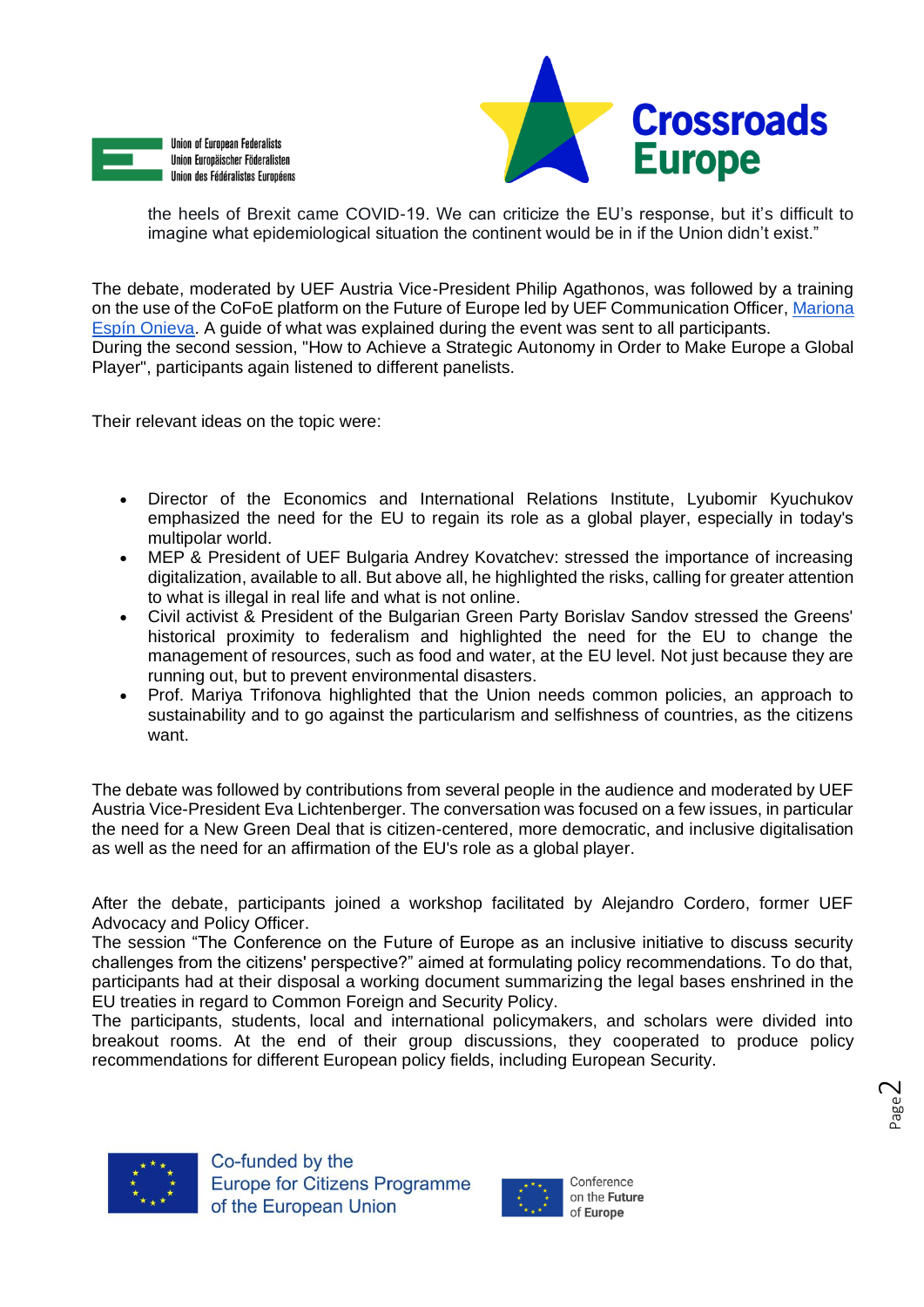the heels of Brexit came COVID-19. We can criticize the EU's response, but it's difficult to imagine what epidemiological situation the continent would be in if the Union didn't exist."

The debate, moderated by UEF Austria Vice-President Philip Agathonos, was followed by a training on the use of the CoFoE platform on the Future of Europe led by UEF Communication Officer, Mariona Espín Onieva. A guide of what was explained during the event was sent to all participants.
During the second session, "How to Achieve a Strategic Autonomy in Order to Make Europe a Global Player", participants again listened to different panelists.

Their relevant ideas on the topic were:

- Director of the Economics and International Relations Institute, Lyubomir Kyuchukov emphasized the need for the EU to regain its role as a global player, especially in today's multipolar world.
- MEP & President of UEF Bulgaria Andrey Kovatchev: stressed the importance of increasing digitalization, available to all. But above all, he highlighted the risks, calling for greater attention to what is illegal in real life and what is not online.
- Civil activist & President of the Bulgarian Green Party Borislav Sandov stressed the Greens' historical proximity to federalism and highlighted the need for the EU to change the management of resources, such as food and water, at the EU level. Not just because they are running out, but to prevent environmental disasters.
- Prof. Mariya Trifonova highlighted that the Union needs common policies, an approach to sustainability and to go against the particularism and selfishness of countries, as the citizens want.

The debate was followed by contributions from several people in the audience and moderated by UEF Austria Vice-President Eva Lichtenberger. The conversation was focused on a few issues, in particular the need for a New Green Deal that is citizen-centered, more democratic, and inclusive digitalisation as well as the need for an affirmation of the EU's role as a global player.

After the debate, participants joined a workshop facilitated by Alejandro Cordero, former UEF Advocacy and Policy Officer.
The session "The Conference on the Future of Europe as an inclusive initiative to discuss security challenges from the citizens' perspective?" aimed at formulating policy recommendations. To do that, participants had at their disposal a working document summarizing the legal bases enshrined in the EU treaties in regard to Common Foreign and Security Policy.
The participants, students, local and international policymakers, and scholars were divided into breakout rooms. At the end of their group discussions, they cooperated to produce policy recommendations for different European policy fields, including European Security.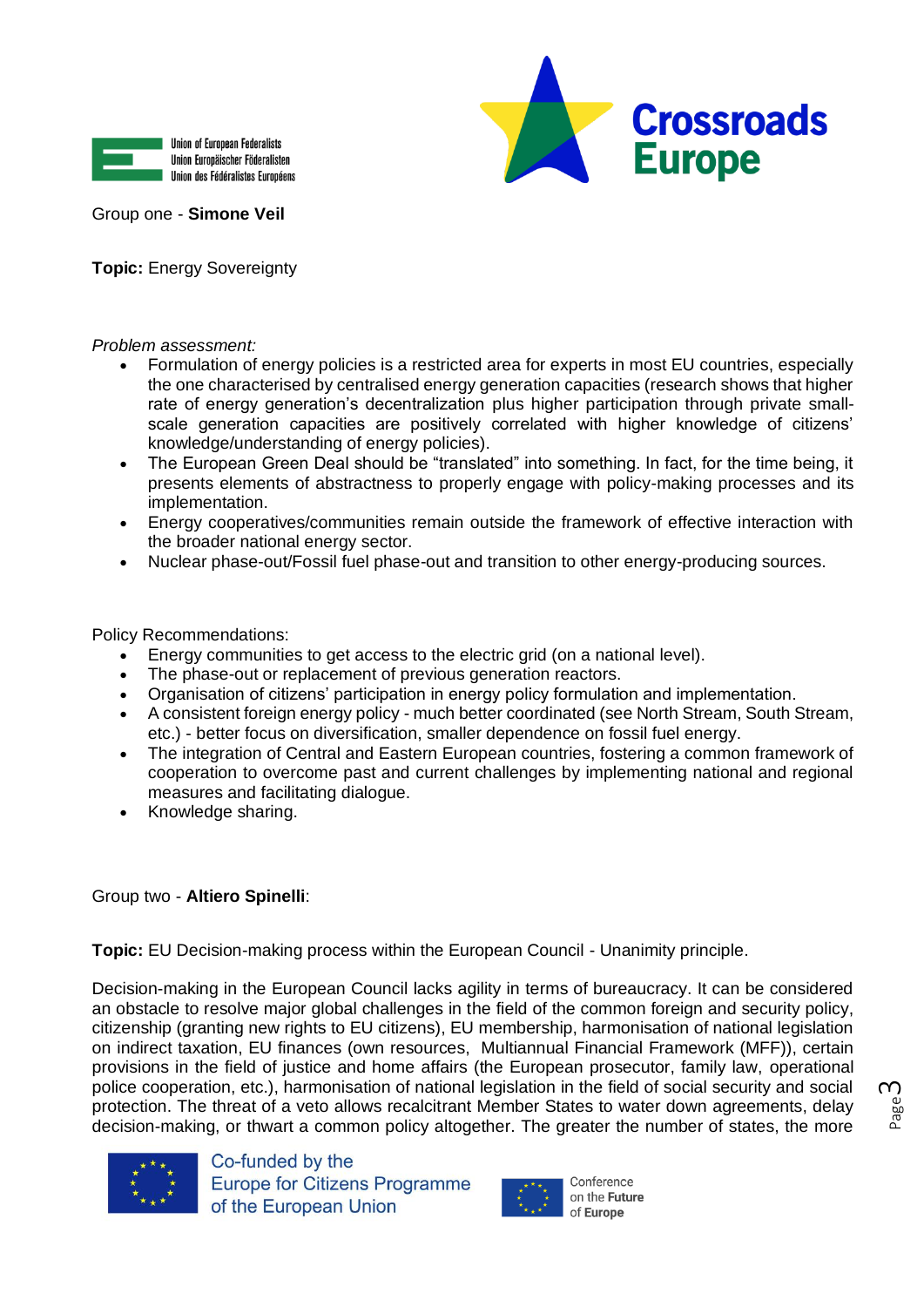Group one - **Simone Veil**

**Topic:** Energy Sovereignty

*Problem assessment:*

- Formulation of energy policies is a restricted area for experts in most EU countries, especially the one characterised by centralised energy generation capacities (research shows that higher rate of energy generation's decentralization plus higher participation through private small-scale generation capacities are positively correlated with higher knowledge of citizens' knowledge/understanding of energy policies).
- The European Green Deal should be "translated" into something. In fact, for the time being, it presents elements of abstractness to properly engage with policy-making processes and its implementation.
- Energy cooperatives/communities remain outside the framework of effective interaction with the broader national energy sector.
- Nuclear phase-out/Fossil fuel phase-out and transition to other energy-producing sources.

Policy Recommendations:

- Energy communities to get access to the electric grid (on a national level).
- The phase-out or replacement of previous generation reactors.
- Organisation of citizens' participation in energy policy formulation and implementation.
- A consistent foreign energy policy - much better coordinated (see North Stream, South Stream, etc.) - better focus on diversification, smaller dependence on fossil fuel energy.
- The integration of Central and Eastern European countries, fostering a common framework of cooperation to overcome past and current challenges by implementing national and regional measures and facilitating dialogue.
- Knowledge sharing.

Group two - **Altiero Spinelli**:

**Topic:** EU Decision-making process within the European Council - Unanimity principle.

Decision-making in the European Council lacks agility in terms of bureaucracy. It can be considered an obstacle to resolve major global challenges in the field of the common foreign and security policy, citizenship (granting new rights to EU citizens), EU membership, harmonisation of national legislation on indirect taxation, EU finances (own resources, Multiannual Financial Framework (MFF)), certain provisions in the field of justice and home affairs (the European prosecutor, family law, operational police cooperation, etc.), harmonisation of national legislation in the field of social security and social protection. The threat of a veto allows recalcitrant Member States to water down agreements, delay decision-making, or thwart a common policy altogether. The greater the number of states, the more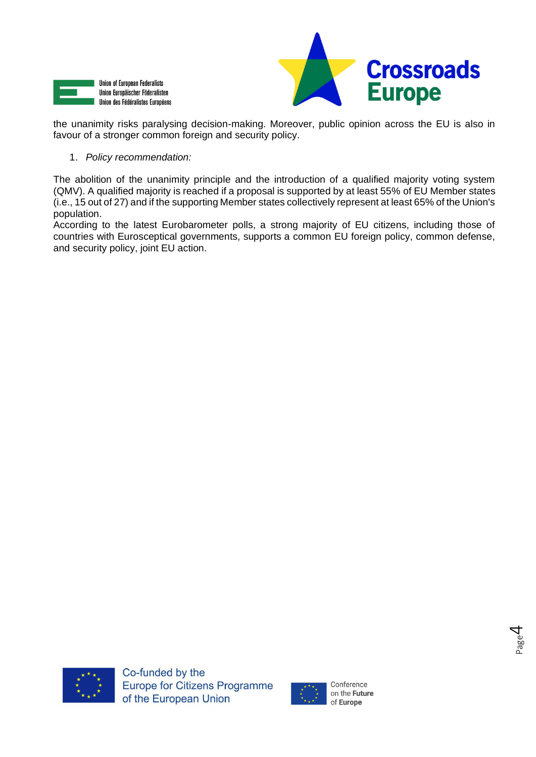the unanimity risks paralysing decision-making. Moreover, public opinion across the EU is also in favour of a stronger common foreign and security policy.

1. *Policy recommendation:*

The abolition of the unanimity principle and the introduction of a qualified majority voting system (QMV). A qualified majority is reached if a proposal is supported by at least 55% of EU Member states (i.e., 15 out of 27) and if the supporting Member states collectively represent at least 65% of the Union's population.
According to the latest Eurobarometer polls, a strong majority of EU citizens, including those of countries with Eurosceptical governments, supports a common EU foreign policy, common defense, and security policy, joint EU action.